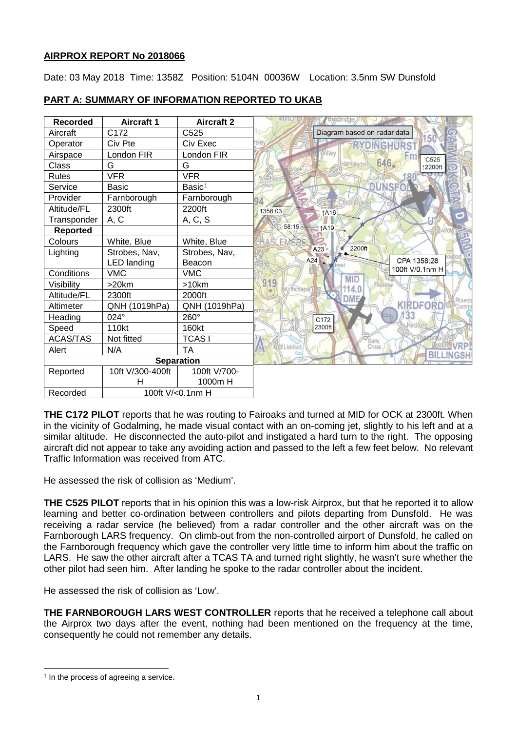**AIRPROX REPORT No 2018066**

Date: 03 May 2018 Time: 1358Z Position: 5104N 00036W Location: 3.5nm SW Dunsfold

**PART A: SUMMARY OF INFORMATION REPORTED TO UKAB**

| Recorded | Aircraft 1 | Aircraft 2 |
|---|---|---|
| Aircraft | C172 | C525 |
| Operator | Civ Pte | Civ Exec |
| Airspace | London FIR | London FIR |
| Class | G | G |
| Rules | VFR | VFR |
| Service | Basic | Basic[1] |
| Provider | Farnborough | Farnborough |
| Altitude/FL | 2300ft | 2200ft |
| Transponder | A, C | A, C, S |
| **Reported** | | |
| Colours | White, Blue | White, Blue |
| Lighting | Strobes, Nav, LED landing | Strobes, Nav, Beacon |
| Conditions | VMC | VMC |
| Visibility | >20km | >10km |
| Altitude/FL | 2300ft | 2000ft |
| Altimeter | QNH (1019hPa) | QNH (1019hPa) |
| Heading | 024° | 260° |
| Speed | 110kt | 160kt |
| ACAS/TAS | Not fitted | TCAS I |
| Alert | N/A | TA |
| **Separation** | | |
| Reported | 10ft V/300-400ft H | 100ft V/700-1000m H |
| Recorded | 100ft V/<0.1nm H | |

Diagram based on radar data

**THE C172 PILOT** reports that he was routing to Fairoaks and turned at MID for OCK at 2300ft. When in the vicinity of Godalming, he made visual contact with an on-coming jet, slightly to his left and at a similar altitude. He disconnected the auto-pilot and instigated a hard turn to the right. The opposing aircraft did not appear to take any avoiding action and passed to the left a few feet below. No relevant Traffic Information was received from ATC.

He assessed the risk of collision as 'Medium'.

**THE C525 PILOT** reports that in his opinion this was a low-risk Airprox, but that he reported it to allow learning and better co-ordination between controllers and pilots departing from Dunsfold. He was receiving a radar service (he believed) from a radar controller and the other aircraft was on the Farnborough LARS frequency. On climb-out from the non-controlled airport of Dunsfold, he called on the Farnborough frequency which gave the controller very little time to inform him about the traffic on LARS. He saw the other aircraft after a TCAS TA and turned right slightly, he wasn't sure whether the other pilot had seen him. After landing he spoke to the radar controller about the incident.

He assessed the risk of collision as 'Low'.

**THE FARNBOROUGH LARS WEST CONTROLLER** reports that he received a telephone call about the Airprox two days after the event, nothing had been mentioned on the frequency at the time, consequently he could not remember any details.

[1] In the process of agreeing a service.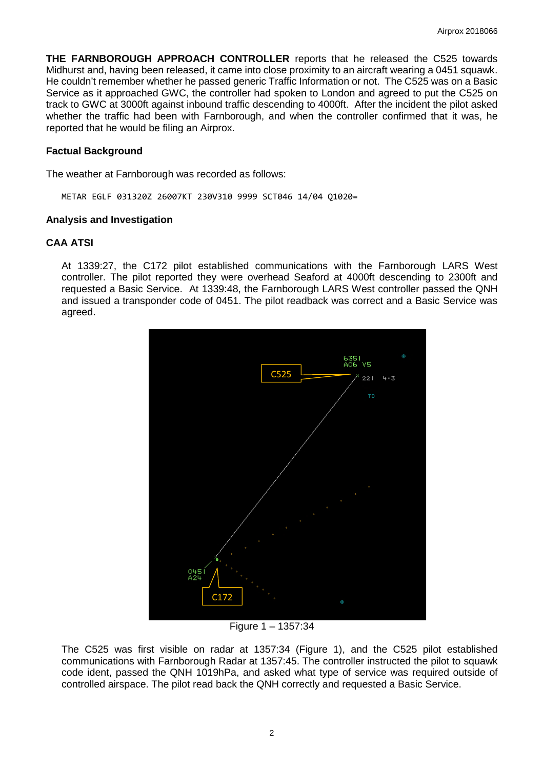**THE FARNBOROUGH APPROACH CONTROLLER** reports that he released the C525 towards Midhurst and, having been released, it came into close proximity to an aircraft wearing a 0451 squawk. He couldn't remember whether he passed generic Traffic Information or not. The C525 was on a Basic Service as it approached GWC, the controller had spoken to London and agreed to put the C525 on track to GWC at 3000ft against inbound traffic descending to 4000ft. After the incident the pilot asked whether the traffic had been with Farnborough, and when the controller confirmed that it was, he reported that he would be filing an Airprox.

### Factual Background

The weather at Farnborough was recorded as follows:

```
METAR EGLF 031320Z 26007KT 230V310 9999 SCT046 14/04 Q1020=
```

### Analysis and Investigation

### CAA ATSI

At 1339:27, the C172 pilot established communications with the Farnborough LARS West controller. The pilot reported they were overhead Seaford at 4000ft descending to 2300ft and requested a Basic Service. At 1339:48, the Farnborough LARS West controller passed the QNH and issued a transponder code of 0451. The pilot readback was correct and a Basic Service was agreed.

Figure 1 – 1357:34

The C525 was first visible on radar at 1357:34 (Figure 1), and the C525 pilot established communications with Farnborough Radar at 1357:45. The controller instructed the pilot to squawk code ident, passed the QNH 1019hPa, and asked what type of service was required outside of controlled airspace. The pilot read back the QNH correctly and requested a Basic Service.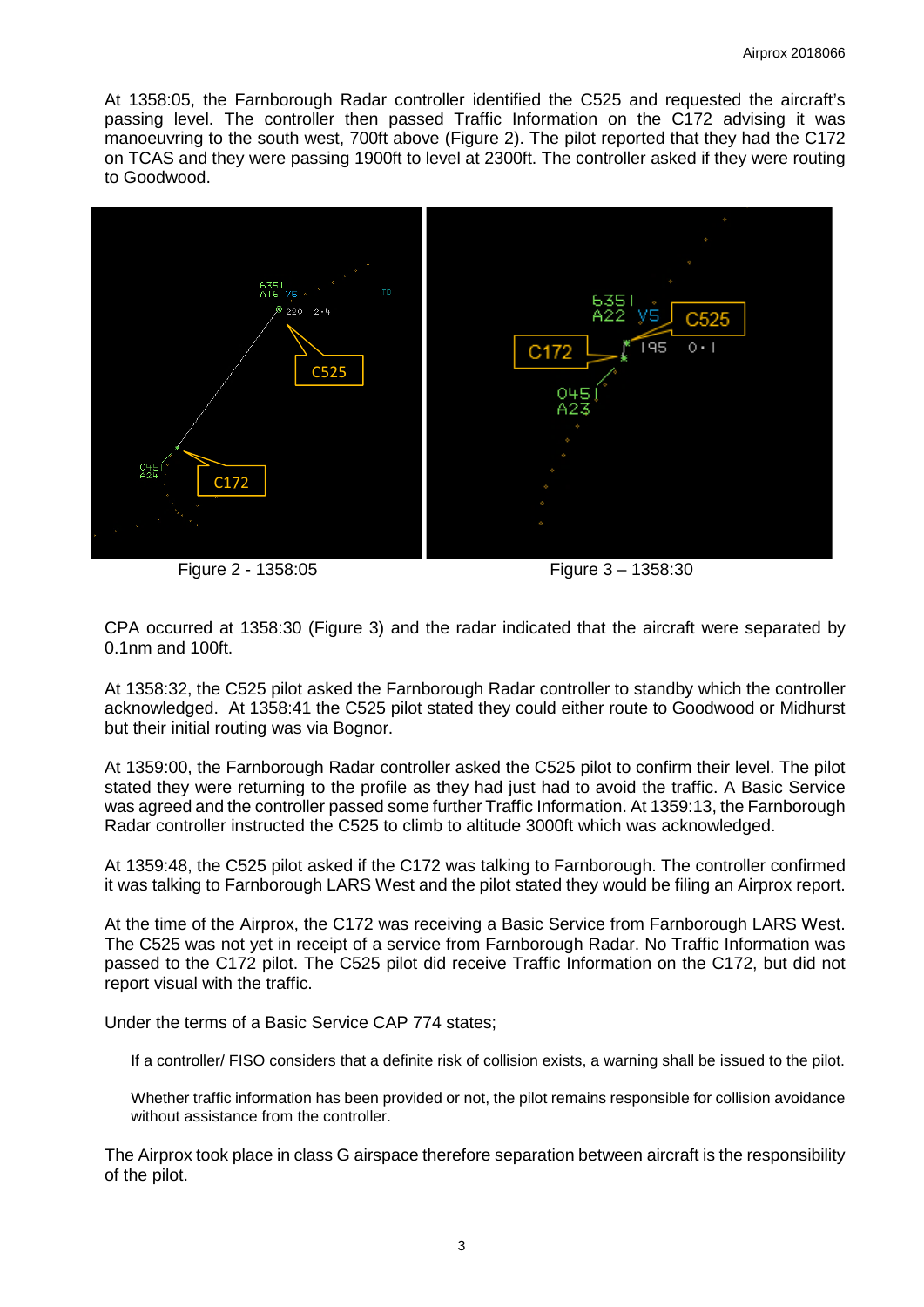At 1358:05, the Farnborough Radar controller identified the C525 and requested the aircraft's passing level. The controller then passed Traffic Information on the C172 advising it was manoeuvring to the south west, 700ft above (Figure 2). The pilot reported that they had the C172 on TCAS and they were passing 1900ft to level at 2300ft. The controller asked if they were routing to Goodwood.

Figure 2 - 1358:05

Figure 3 – 1358:30

CPA occurred at 1358:30 (Figure 3) and the radar indicated that the aircraft were separated by 0.1nm and 100ft.

At 1358:32, the C525 pilot asked the Farnborough Radar controller to standby which the controller acknowledged. At 1358:41 the C525 pilot stated they could either route to Goodwood or Midhurst but their initial routing was via Bognor.

At 1359:00, the Farnborough Radar controller asked the C525 pilot to confirm their level. The pilot stated they were returning to the profile as they had just had to avoid the traffic. A Basic Service was agreed and the controller passed some further Traffic Information. At 1359:13, the Farnborough Radar controller instructed the C525 to climb to altitude 3000ft which was acknowledged.

At 1359:48, the C525 pilot asked if the C172 was talking to Farnborough. The controller confirmed it was talking to Farnborough LARS West and the pilot stated they would be filing an Airprox report.

At the time of the Airprox, the C172 was receiving a Basic Service from Farnborough LARS West. The C525 was not yet in receipt of a service from Farnborough Radar. No Traffic Information was passed to the C172 pilot. The C525 pilot did receive Traffic Information on the C172, but did not report visual with the traffic.

Under the terms of a Basic Service CAP 774 states;

> If a controller/ FISO considers that a definite risk of collision exists, a warning shall be issued to the pilot.
>
> Whether traffic information has been provided or not, the pilot remains responsible for collision avoidance without assistance from the controller.

The Airprox took place in class G airspace therefore separation between aircraft is the responsibility of the pilot.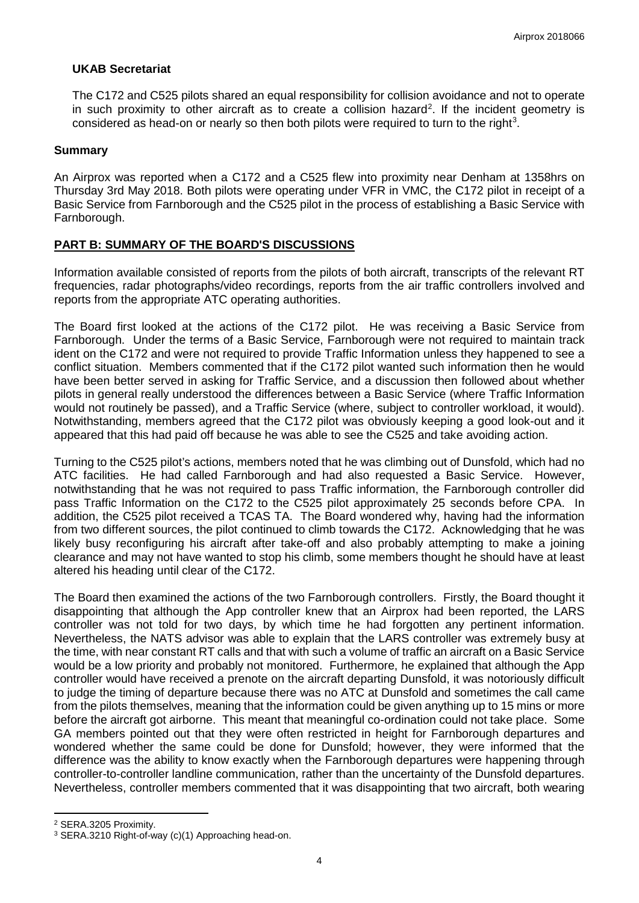**UKAB Secretariat**

The C172 and C525 pilots shared an equal responsibility for collision avoidance and not to operate in such proximity to other aircraft as to create a collision hazard[2]. If the incident geometry is considered as head-on or nearly so then both pilots were required to turn to the right[3].

## Summary

An Airprox was reported when a C172 and a C525 flew into proximity near Denham at 1358hrs on Thursday 3rd May 2018. Both pilots were operating under VFR in VMC, the C172 pilot in receipt of a Basic Service from Farnborough and the C525 pilot in the process of establishing a Basic Service with Farnborough.

## PART B: SUMMARY OF THE BOARD'S DISCUSSIONS

Information available consisted of reports from the pilots of both aircraft, transcripts of the relevant RT frequencies, radar photographs/video recordings, reports from the air traffic controllers involved and reports from the appropriate ATC operating authorities.

The Board first looked at the actions of the C172 pilot. He was receiving a Basic Service from Farnborough. Under the terms of a Basic Service, Farnborough were not required to maintain track ident on the C172 and were not required to provide Traffic Information unless they happened to see a conflict situation. Members commented that if the C172 pilot wanted such information then he would have been better served in asking for Traffic Service, and a discussion then followed about whether pilots in general really understood the differences between a Basic Service (where Traffic Information would not routinely be passed), and a Traffic Service (where, subject to controller workload, it would). Notwithstanding, members agreed that the C172 pilot was obviously keeping a good look-out and it appeared that this had paid off because he was able to see the C525 and take avoiding action.

Turning to the C525 pilot's actions, members noted that he was climbing out of Dunsfold, which had no ATC facilities. He had called Farnborough and had also requested a Basic Service. However, notwithstanding that he was not required to pass Traffic information, the Farnborough controller did pass Traffic Information on the C172 to the C525 pilot approximately 25 seconds before CPA. In addition, the C525 pilot received a TCAS TA. The Board wondered why, having had the information from two different sources, the pilot continued to climb towards the C172. Acknowledging that he was likely busy reconfiguring his aircraft after take-off and also probably attempting to make a joining clearance and may not have wanted to stop his climb, some members thought he should have at least altered his heading until clear of the C172.

The Board then examined the actions of the two Farnborough controllers. Firstly, the Board thought it disappointing that although the App controller knew that an Airprox had been reported, the LARS controller was not told for two days, by which time he had forgotten any pertinent information. Nevertheless, the NATS advisor was able to explain that the LARS controller was extremely busy at the time, with near constant RT calls and that with such a volume of traffic an aircraft on a Basic Service would be a low priority and probably not monitored. Furthermore, he explained that although the App controller would have received a prenote on the aircraft departing Dunsfold, it was notoriously difficult to judge the timing of departure because there was no ATC at Dunsfold and sometimes the call came from the pilots themselves, meaning that the information could be given anything up to 15 mins or more before the aircraft got airborne. This meant that meaningful co-ordination could not take place. Some GA members pointed out that they were often restricted in height for Farnborough departures and wondered whether the same could be done for Dunsfold; however, they were informed that the difference was the ability to know exactly when the Farnborough departures were happening through controller-to-controller landline communication, rather than the uncertainty of the Dunsfold departures. Nevertheless, controller members commented that it was disappointing that two aircraft, both wearing

[2] SERA.3205 Proximity.

[3] SERA.3210 Right-of-way (c)(1) Approaching head-on.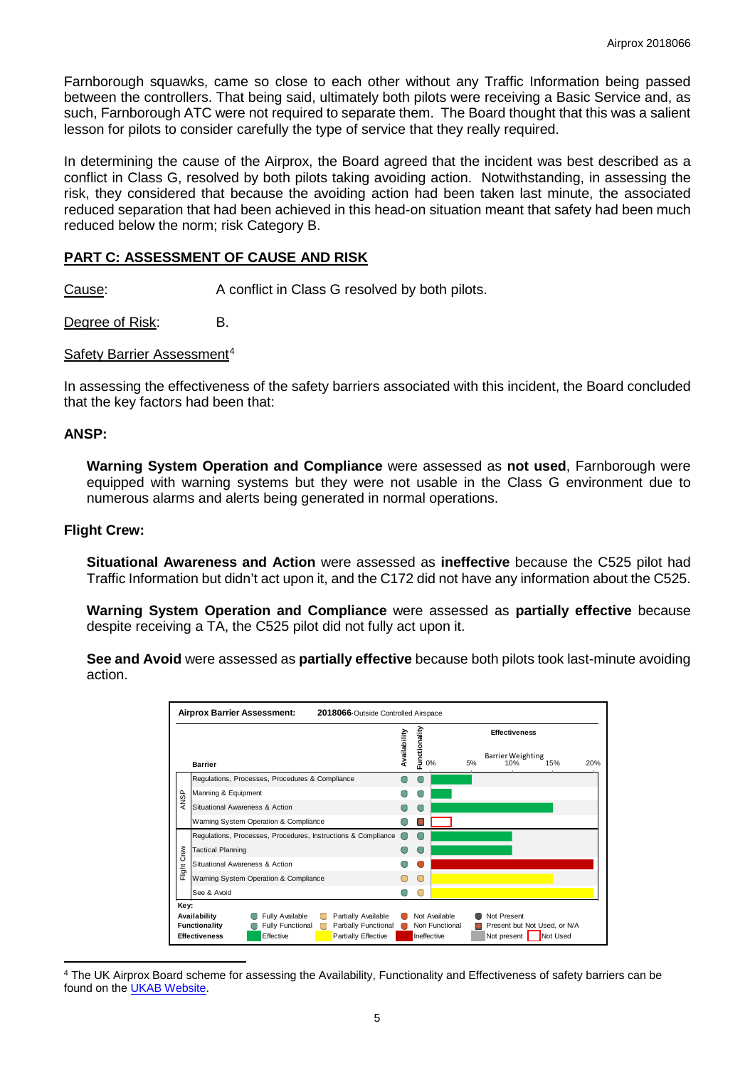Farnborough squawks, came so close to each other without any Traffic Information being passed between the controllers. That being said, ultimately both pilots were receiving a Basic Service and, as such, Farnborough ATC were not required to separate them. The Board thought that this was a salient lesson for pilots to consider carefully the type of service that they really required.

In determining the cause of the Airprox, the Board agreed that the incident was best described as a conflict in Class G, resolved by both pilots taking avoiding action. Notwithstanding, in assessing the risk, they considered that because the avoiding action had been taken last minute, the associated reduced separation that had been achieved in this head-on situation meant that safety had been much reduced below the norm; risk Category B.

## PART C: ASSESSMENT OF CAUSE AND RISK

Cause: A conflict in Class G resolved by both pilots.

Degree of Risk: B.

Safety Barrier Assessment[4]

In assessing the effectiveness of the safety barriers associated with this incident, the Board concluded that the key factors had been that:

**ANSP:**

**Warning System Operation and Compliance** were assessed as **not used**, Farnborough were equipped with warning systems but they were not usable in the Class G environment due to numerous alarms and alerts being generated in normal operations.

**Flight Crew:**

**Situational Awareness and Action** were assessed as **ineffective** because the C525 pilot had Traffic Information but didn't act upon it, and the C172 did not have any information about the C525.

**Warning System Operation and Compliance** were assessed as **partially effective** because despite receiving a TA, the C525 pilot did not fully act upon it.

**See and Avoid** were assessed as **partially effective** because both pilots took last-minute avoiding action.

Airprox Barrier Assessment: 2018066-Outside Controlled Airspace

Barrier
Availability
Functionality
Effectiveness
Barrier Weighting
0%
5%
10%
15%
20%

ANSP
Regulations, Processes, Procedures & Compliance
Manning & Equipment
Situational Awareness & Action
Warning System Operation & Compliance

Flight Crew
Regulations, Processes, Procedures, Instructions & Compliance
Tactical Planning
Situational Awareness & Action
Warning System Operation & Compliance
See & Avoid

Key:
Availability: Fully Available, Partially Available, Not Available, Not Present
Functionality: Fully Functional, Partially Functional, Non Functional, Present but Not Used, or N/A
Effectiveness: Effective, Partially Effective, Ineffective, Not present, Not Used

---

[4] The UK Airprox Board scheme for assessing the Availability, Functionality and Effectiveness of safety barriers can be found on the UKAB Website.